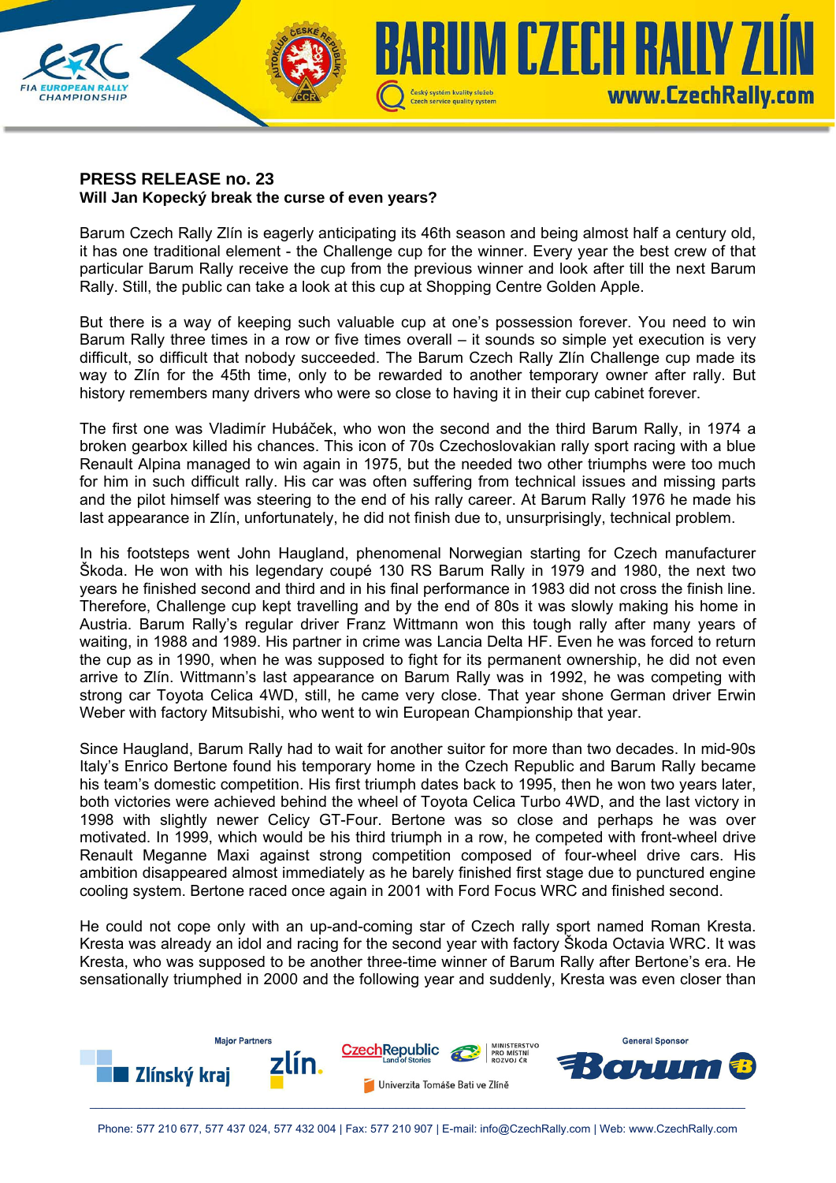## PRESS RELEASE no. 23

**Will Jan Kopecký break the curse of even years?**

Barum Czech Rally Zlín is eagerly anticipating its 46th season and being almost half a century old, it has one traditional element - the Challenge cup for the winner. Every year the best crew of that particular Barum Rally receive the cup from the previous winner and look after till the next Barum Rally. Still, the public can take a look at this cup at Shopping Centre Golden Apple.

But there is a way of keeping such valuable cup at one's possession forever. You need to win Barum Rally three times in a row or five times overall – it sounds so simple yet execution is very difficult, so difficult that nobody succeeded. The Barum Czech Rally Zlín Challenge cup made its way to Zlín for the 45th time, only to be rewarded to another temporary owner after rally. But history remembers many drivers who were so close to having it in their cup cabinet forever.

The first one was Vladimír Hubáček, who won the second and the third Barum Rally, in 1974 a broken gearbox killed his chances. This icon of 70s Czechoslovakian rally sport racing with a blue Renault Alpina managed to win again in 1975, but the needed two other triumphs were too much for him in such difficult rally. His car was often suffering from technical issues and missing parts and the pilot himself was steering to the end of his rally career. At Barum Rally 1976 he made his last appearance in Zlín, unfortunately, he did not finish due to, unsurprisingly, technical problem.

In his footsteps went John Haugland, phenomenal Norwegian starting for Czech manufacturer Škoda. He won with his legendary coupé 130 RS Barum Rally in 1979 and 1980, the next two years he finished second and third and in his final performance in 1983 did not cross the finish line. Therefore, Challenge cup kept travelling and by the end of 80s it was slowly making his home in Austria. Barum Rally's regular driver Franz Wittmann won this tough rally after many years of waiting, in 1988 and 1989. His partner in crime was Lancia Delta HF. Even he was forced to return the cup as in 1990, when he was supposed to fight for its permanent ownership, he did not even arrive to Zlín. Wittmann's last appearance on Barum Rally was in 1992, he was competing with strong car Toyota Celica 4WD, still, he came very close. That year shone German driver Erwin Weber with factory Mitsubishi, who went to win European Championship that year.

Since Haugland, Barum Rally had to wait for another suitor for more than two decades. In mid-90s Italy's Enrico Bertone found his temporary home in the Czech Republic and Barum Rally became his team's domestic competition. His first triumph dates back to 1995, then he won two years later, both victories were achieved behind the wheel of Toyota Celica Turbo 4WD, and the last victory in 1998 with slightly newer Celicy GT-Four. Bertone was so close and perhaps he was over motivated. In 1999, which would be his third triumph in a row, he competed with front-wheel drive Renault Meganne Maxi against strong competition composed of four-wheel drive cars. His ambition disappeared almost immediately as he barely finished first stage due to punctured engine cooling system. Bertone raced once again in 2001 with Ford Focus WRC and finished second.

He could not cope only with an up-and-coming star of Czech rally sport named Roman Kresta. Kresta was already an idol and racing for the second year with factory Škoda Octavia WRC. It was Kresta, who was supposed to be another three-time winner of Barum Rally after Bertone's era. He sensationally triumphed in 2000 and the following year and suddenly, Kresta was even closer than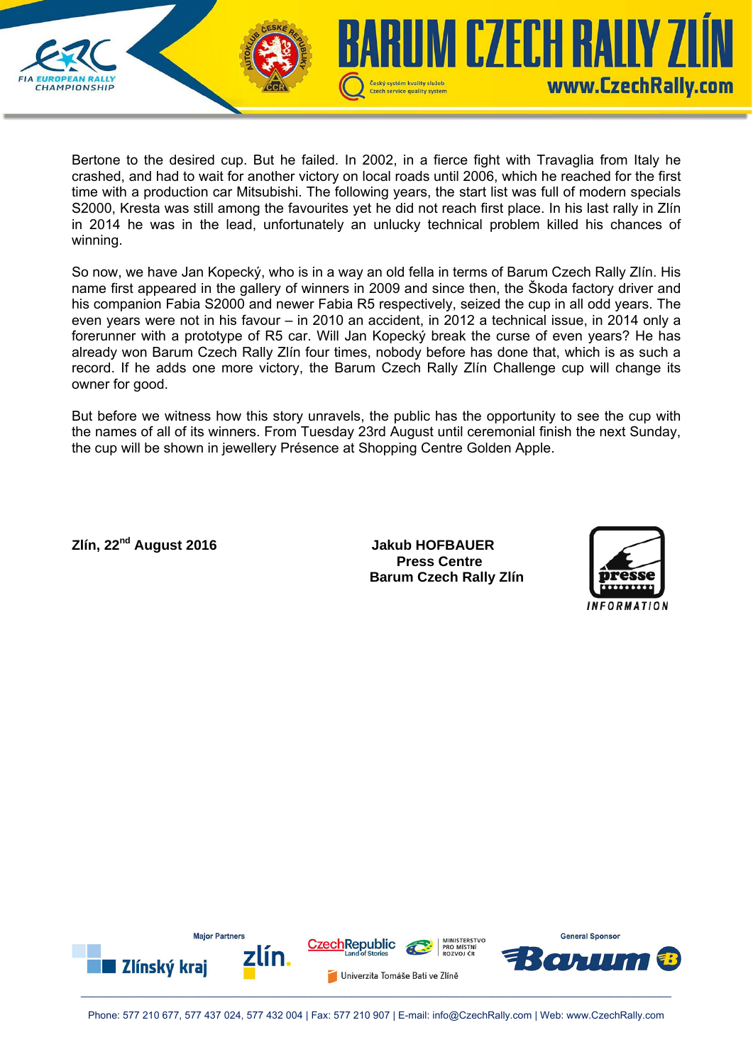Bertone to the desired cup. But he failed. In 2002, in a fierce fight with Travaglia from Italy he crashed, and had to wait for another victory on local roads until 2006, which he reached for the first time with a production car Mitsubishi. The following years, the start list was full of modern specials S2000, Kresta was still among the favourites yet he did not reach first place. In his last rally in Zlín in 2014 he was in the lead, unfortunately an unlucky technical problem killed his chances of winning.

So now, we have Jan Kopecký, who is in a way an old fella in terms of Barum Czech Rally Zlín. His name first appeared in the gallery of winners in 2009 and since then, the Škoda factory driver and his companion Fabia S2000 and newer Fabia R5 respectively, seized the cup in all odd years. The even years were not in his favour – in 2010 an accident, in 2012 a technical issue, in 2014 only a forerunner with a prototype of R5 car. Will Jan Kopecký break the curse of even years? He has already won Barum Czech Rally Zlín four times, nobody before has done that, which is as such a record. If he adds one more victory, the Barum Czech Rally Zlín Challenge cup will change its owner for good.

But before we witness how this story unravels, the public has the opportunity to see the cup with the names of all of its winners. From Tuesday 23rd August until ceremonial finish the next Sunday, the cup will be shown in jewellery Présence at Shopping Centre Golden Apple.

**Zlín, 22nd August 2016**

**Jakub HOFBAUER**
**Press Centre**
**Barum Czech Rally Zlín**